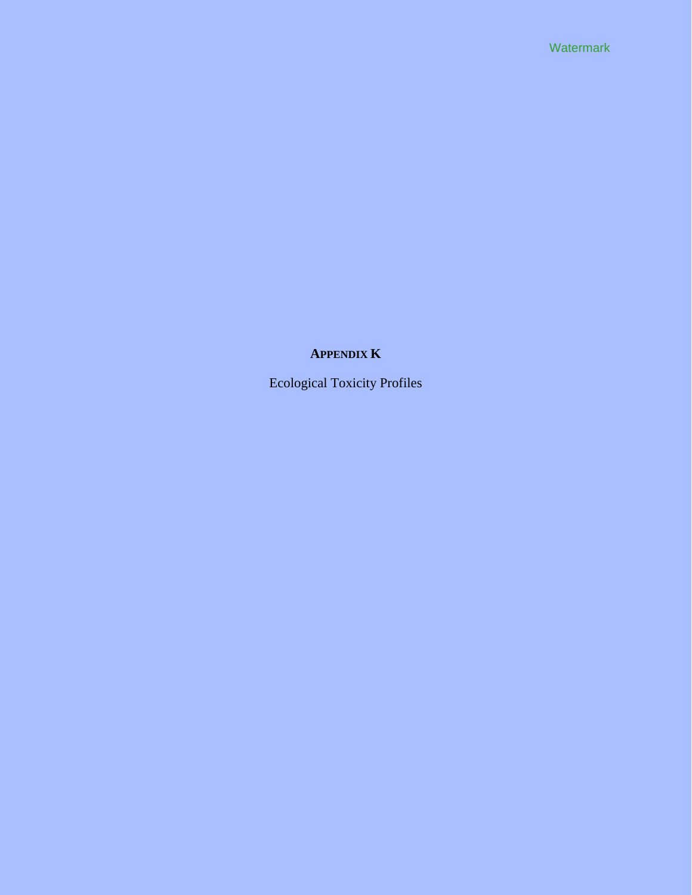# APPENDIX K

Ecological Toxicity Profiles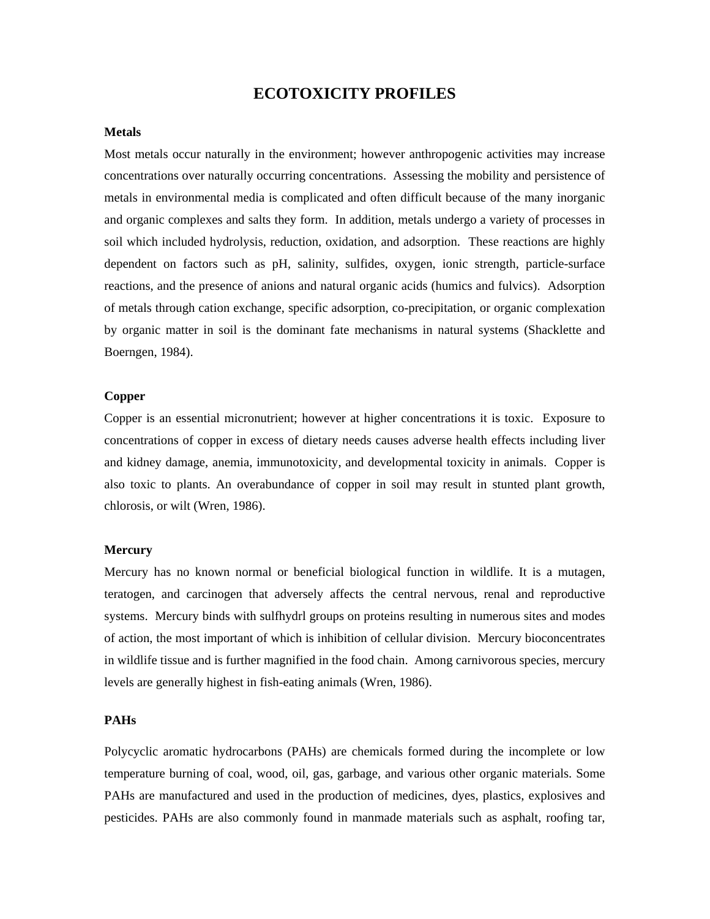# ECOTOXICITY PROFILES

**Metals**

Most metals occur naturally in the environment; however anthropogenic activities may increase concentrations over naturally occurring concentrations. Assessing the mobility and persistence of metals in environmental media is complicated and often difficult because of the many inorganic and organic complexes and salts they form. In addition, metals undergo a variety of processes in soil which included hydrolysis, reduction, oxidation, and adsorption. These reactions are highly dependent on factors such as pH, salinity, sulfides, oxygen, ionic strength, particle-surface reactions, and the presence of anions and natural organic acids (humics and fulvics). Adsorption of metals through cation exchange, specific adsorption, co-precipitation, or organic complexation by organic matter in soil is the dominant fate mechanisms in natural systems (Shacklette and Boerngen, 1984).

**Copper**

Copper is an essential micronutrient; however at higher concentrations it is toxic. Exposure to concentrations of copper in excess of dietary needs causes adverse health effects including liver and kidney damage, anemia, immunotoxicity, and developmental toxicity in animals. Copper is also toxic to plants. An overabundance of copper in soil may result in stunted plant growth, chlorosis, or wilt (Wren, 1986).

**Mercury**

Mercury has no known normal or beneficial biological function in wildlife. It is a mutagen, teratogen, and carcinogen that adversely affects the central nervous, renal and reproductive systems. Mercury binds with sulfhydrl groups on proteins resulting in numerous sites and modes of action, the most important of which is inhibition of cellular division. Mercury bioconcentrates in wildlife tissue and is further magnified in the food chain. Among carnivorous species, mercury levels are generally highest in fish-eating animals (Wren, 1986).

**PAHs**

Polycyclic aromatic hydrocarbons (PAHs) are chemicals formed during the incomplete or low temperature burning of coal, wood, oil, gas, garbage, and various other organic materials. Some PAHs are manufactured and used in the production of medicines, dyes, plastics, explosives and pesticides. PAHs are also commonly found in manmade materials such as asphalt, roofing tar,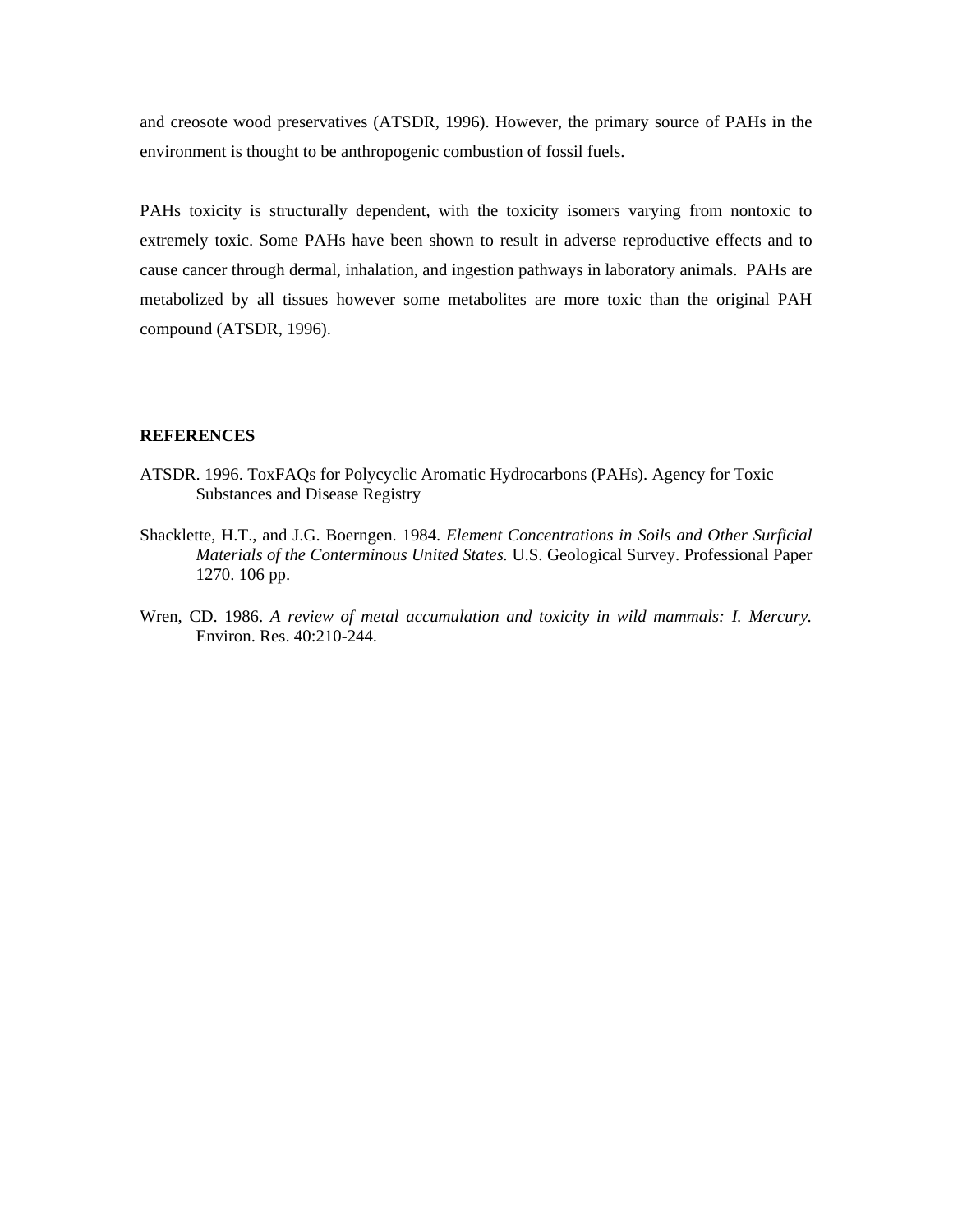and creosote wood preservatives (ATSDR, 1996). However, the primary source of PAHs in the environment is thought to be anthropogenic combustion of fossil fuels.

PAHs toxicity is structurally dependent, with the toxicity isomers varying from nontoxic to extremely toxic. Some PAHs have been shown to result in adverse reproductive effects and to cause cancer through dermal, inhalation, and ingestion pathways in laboratory animals. PAHs are metabolized by all tissues however some metabolites are more toxic than the original PAH compound (ATSDR, 1996).

**REFERENCES**

ATSDR. 1996. ToxFAQs for Polycyclic Aromatic Hydrocarbons (PAHs). Agency for Toxic Substances and Disease Registry

Shacklette, H.T., and J.G. Boerngen. 1984. *Element Concentrations in Soils and Other Surficial Materials of the Conterminous United States.* U.S. Geological Survey. Professional Paper 1270. 106 pp.

Wren, CD. 1986. *A review of metal accumulation and toxicity in wild mammals: I. Mercury.* Environ. Res. 40:210-244.